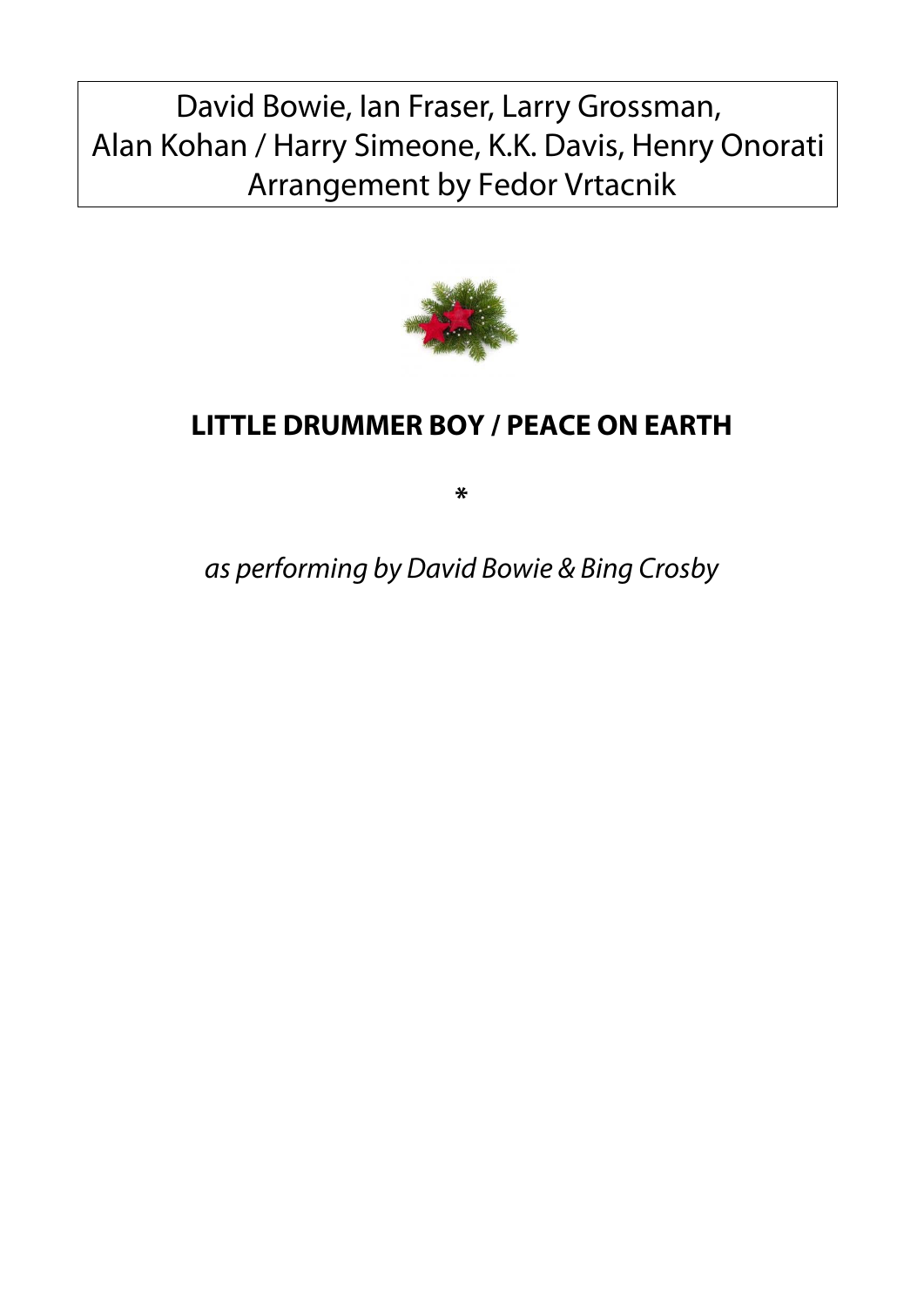David Bowie, Ian Fraser, Larry Grossman,
Alan Kohan / Harry Simeone, K.K. Davis, Henry Onorati
Arrangement by Fedor Vrtacnik

# LITTLE DRUMMER BOY / PEACE ON EARTH

*

*as performing by David Bowie & Bing Crosby*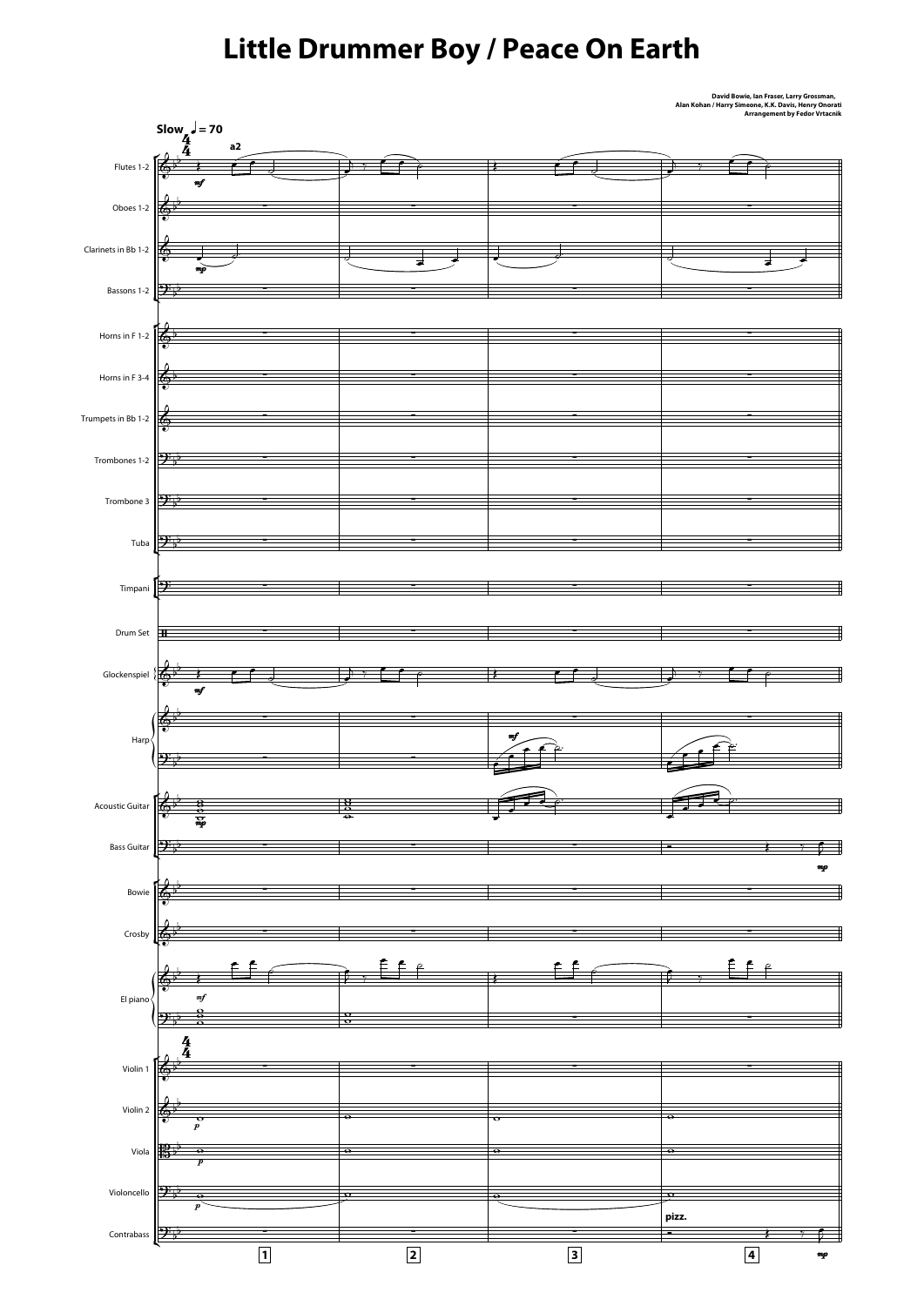# Little Drummer Boy / Peace On Earth

David Bowie, Ian Fraser, Larry Grossman,
Alan Kohan / Harry Simeone, K.K. Davis, Henry Onorati
Arrangement by Fedor Vrtacnik

Slow ♩ = 70

Flutes 1-2
Oboes 1-2
Clarinets in Bb 1-2
Bassons 1-2
Horns in F 1-2
Horns in F 3-4
Trumpets in Bb 1-2
Trombones 1-2
Trombone 3
Tuba
Timpani
Drum Set
Glockenspiel
Harp
Acoustic Guitar
Bass Guitar
Bowie
Crosby
El piano
Violin 1
Violin 2
Viola
Violoncello
Contrabass

a2
mf
mp
pizz.
p